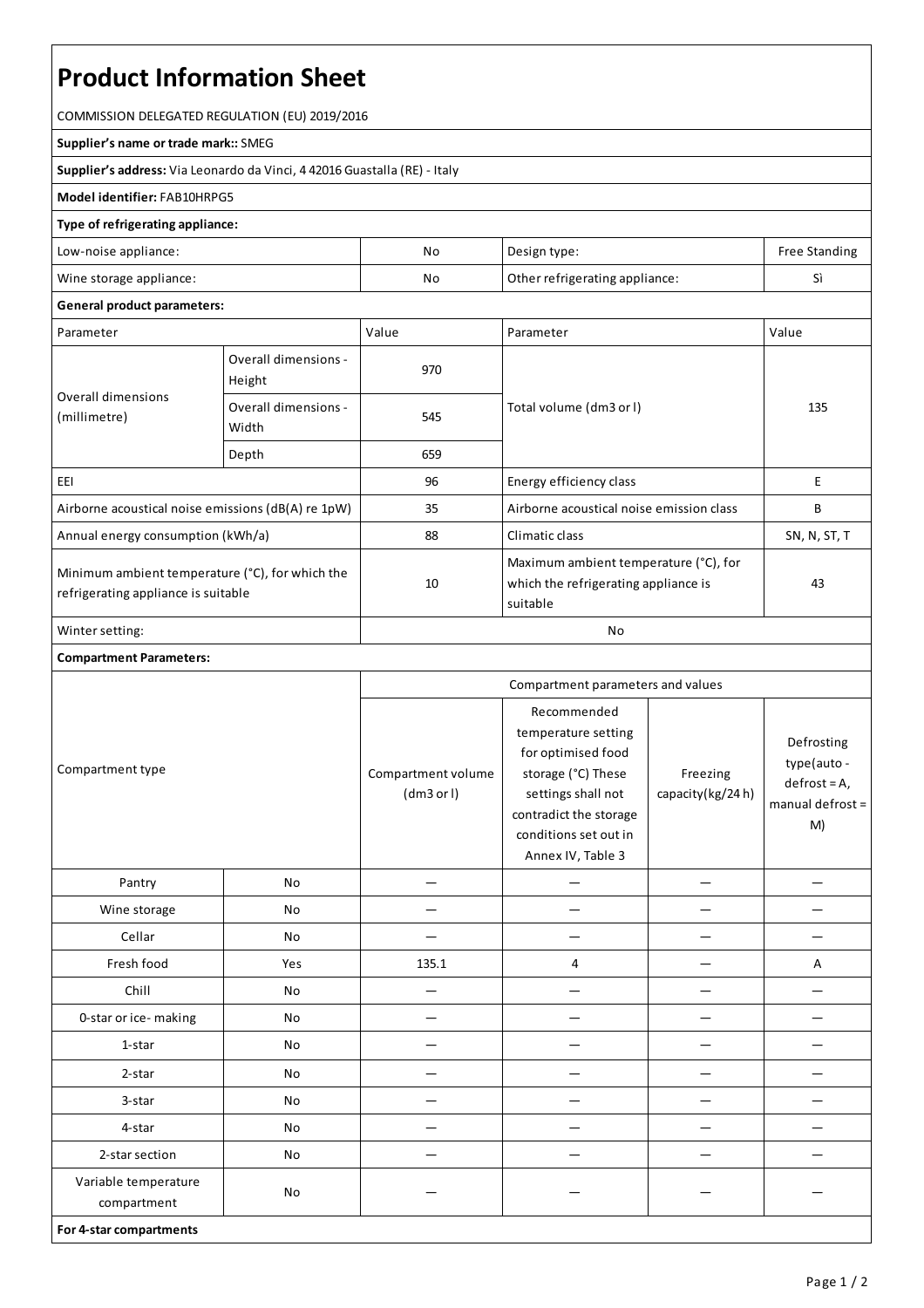# Product Information Sheet

COMMISSION DELEGATED REGULATION (EU) 2019/2016

**Supplier's name or trade mark::** SMEG

**Supplier's address:** Via Leonardo da Vinci, 4 42016 Guastalla (RE) - Italy

**Model identifier:** FAB10HRPG5

**Type of refrigerating appliance:**

| | | | |
|---|---|---|---|
| Low-noise appliance: | No | Design type: | Free Standing |
| Wine storage appliance: | No | Other refrigerating appliance: | Sì |

**General product parameters:**

| Parameter | | Value | Parameter | Value |
|---|---|---|---|---|
| Overall dimensions (millimetre) | Overall dimensions - Height | 970 | Total volume (dm3 or l) | 135 |
| | Overall dimensions - Width | 545 | | |
| | Depth | 659 | | |
| EEI | | 96 | Energy efficiency class | E |
| Airborne acoustical noise emissions (dB(A) re 1pW) | | 35 | Airborne acoustical noise emission class | B |
| Annual energy consumption (kWh/a) | | 88 | Climatic class | SN, N, ST, T |
| Minimum ambient temperature (°C), for which the refrigerating appliance is suitable | | 10 | Maximum ambient temperature (°C), for which the refrigerating appliance is suitable | 43 |
| Winter setting: | | No | | |

**Compartment Parameters:**

| Compartment type | | Compartment parameters and values | | | |
|---|---|---|---|---|---|
| | | Compartment volume (dm3 or l) | Recommended temperature setting for optimised food storage (°C) These settings shall not contradict the storage conditions set out in Annex IV, Table 3 | Freezing capacity(kg/24 h) | Defrosting type(auto - defrost = A, manual defrost = M) |
| Pantry | No | — | — | — | — |
| Wine storage | No | — | — | — | — |
| Cellar | No | — | — | — | — |
| Fresh food | Yes | 135.1 | 4 | — | A |
| Chill | No | — | — | — | — |
| 0-star or ice- making | No | — | — | — | — |
| 1-star | No | — | — | — | — |
| 2-star | No | — | — | — | — |
| 3-star | No | — | — | — | — |
| 4-star | No | — | — | — | — |
| 2-star section | No | — | — | — | — |
| Variable temperature compartment | No | — | — | — | — |

**For 4-star compartments**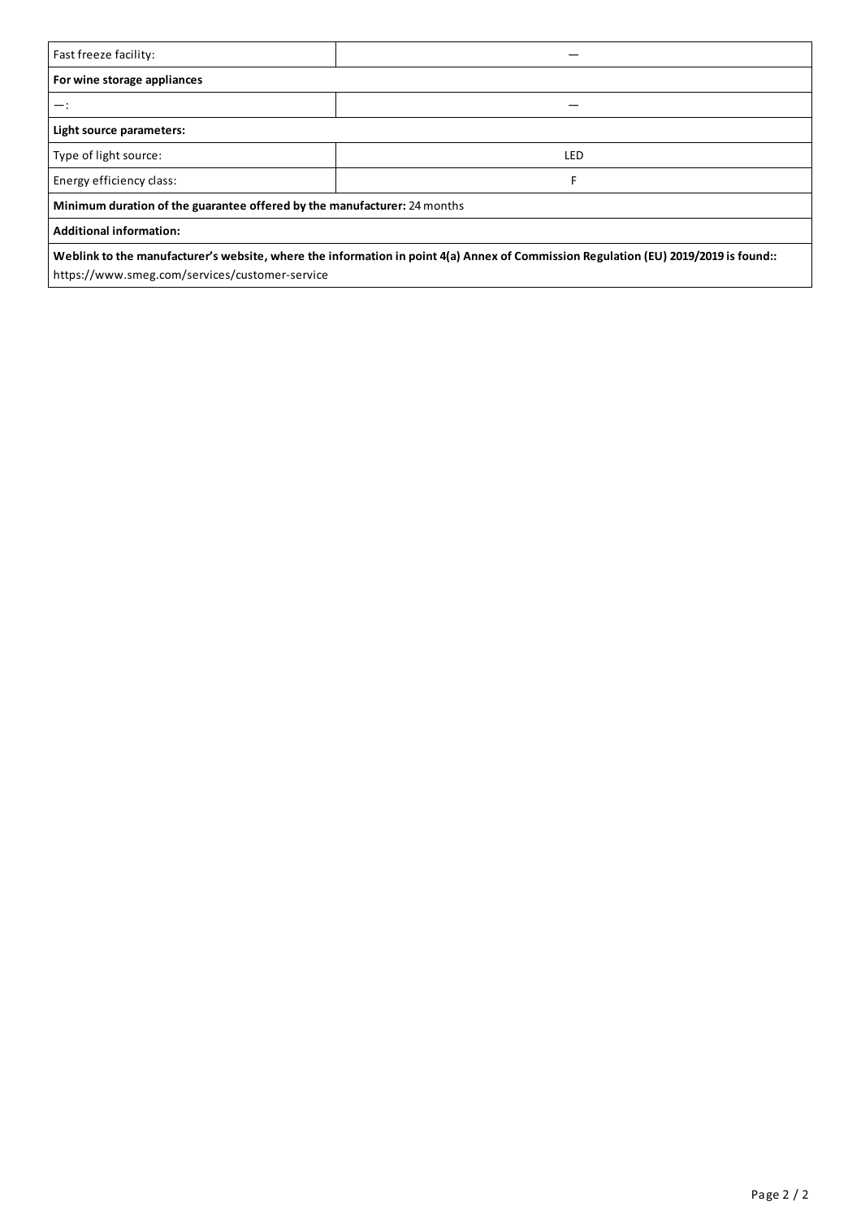| | |
|---|---|
| Fast freeze facility: | — |
| **For wine storage appliances** | |
| —: | — |
| **Light source parameters:** | |
| Type of light source: | LED |
| Energy efficiency class: | F |
| **Minimum duration of the guarantee offered by the manufacturer:** 24 months | |
| **Additional information:** | |
| **Weblink to the manufacturer's website, where the information in point 4(a) Annex of Commission Regulation (EU) 2019/2019 is found::** https://www.smeg.com/services/customer-service | |